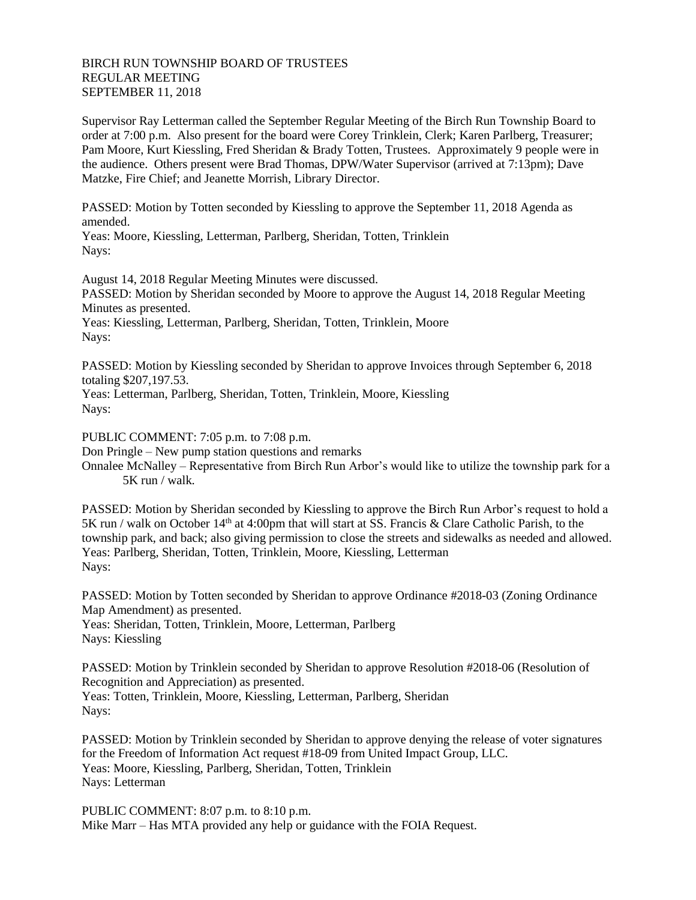BIRCH RUN TOWNSHIP BOARD OF TRUSTEES
REGULAR MEETING
SEPTEMBER 11, 2018

Supervisor Ray Letterman called the September Regular Meeting of the Birch Run Township Board to order at 7:00 p.m. Also present for the board were Corey Trinklein, Clerk; Karen Parlberg, Treasurer; Pam Moore, Kurt Kiessling, Fred Sheridan & Brady Totten, Trustees. Approximately 9 people were in the audience. Others present were Brad Thomas, DPW/Water Supervisor (arrived at 7:13pm); Dave Matzke, Fire Chief; and Jeanette Morrish, Library Director.

PASSED: Motion by Totten seconded by Kiessling to approve the September 11, 2018 Agenda as amended.
Yeas: Moore, Kiessling, Letterman, Parlberg, Sheridan, Totten, Trinklein
Nays:

August 14, 2018 Regular Meeting Minutes were discussed.
PASSED: Motion by Sheridan seconded by Moore to approve the August 14, 2018 Regular Meeting Minutes as presented.
Yeas: Kiessling, Letterman, Parlberg, Sheridan, Totten, Trinklein, Moore
Nays:

PASSED: Motion by Kiessling seconded by Sheridan to approve Invoices through September 6, 2018 totaling $207,197.53.
Yeas: Letterman, Parlberg, Sheridan, Totten, Trinklein, Moore, Kiessling
Nays:

PUBLIC COMMENT: 7:05 p.m. to 7:08 p.m.
Don Pringle – New pump station questions and remarks
Onnalee McNalley – Representative from Birch Run Arbor's would like to utilize the township park for a 5K run / walk.

PASSED: Motion by Sheridan seconded by Kiessling to approve the Birch Run Arbor's request to hold a 5K run / walk on October 14th at 4:00pm that will start at SS. Francis & Clare Catholic Parish, to the township park, and back; also giving permission to close the streets and sidewalks as needed and allowed.
Yeas: Parlberg, Sheridan, Totten, Trinklein, Moore, Kiessling, Letterman
Nays:

PASSED: Motion by Totten seconded by Sheridan to approve Ordinance #2018-03 (Zoning Ordinance Map Amendment) as presented.
Yeas: Sheridan, Totten, Trinklein, Moore, Letterman, Parlberg
Nays: Kiessling

PASSED: Motion by Trinklein seconded by Sheridan to approve Resolution #2018-06 (Resolution of Recognition and Appreciation) as presented.
Yeas: Totten, Trinklein, Moore, Kiessling, Letterman, Parlberg, Sheridan
Nays:

PASSED: Motion by Trinklein seconded by Sheridan to approve denying the release of voter signatures for the Freedom of Information Act request #18-09 from United Impact Group, LLC.
Yeas: Moore, Kiessling, Parlberg, Sheridan, Totten, Trinklein
Nays: Letterman

PUBLIC COMMENT: 8:07 p.m. to 8:10 p.m.
Mike Marr – Has MTA provided any help or guidance with the FOIA Request.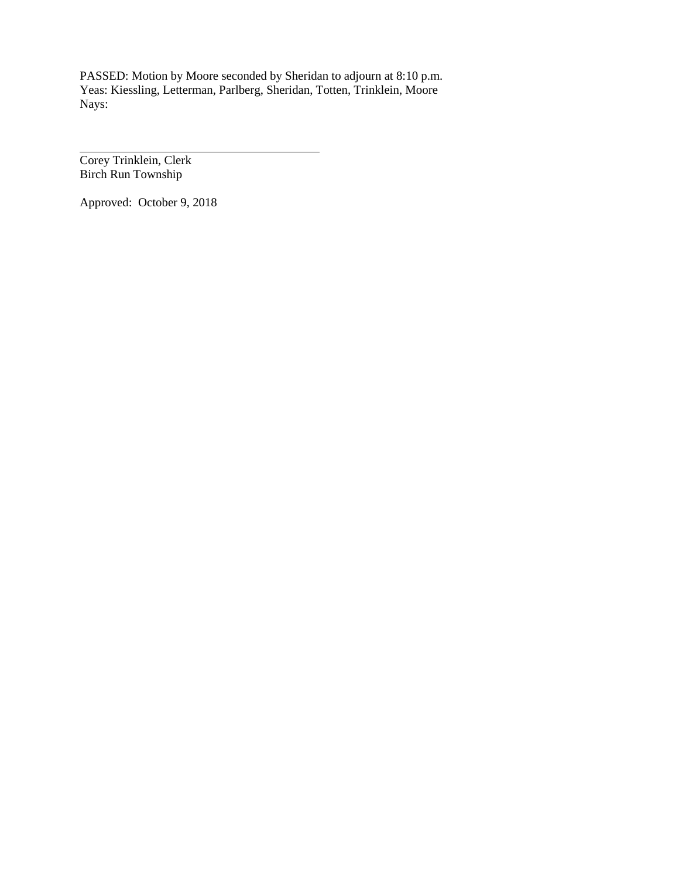PASSED: Motion by Moore seconded by Sheridan to adjourn at 8:10 p.m.
Yeas: Kiessling, Letterman, Parlberg, Sheridan, Totten, Trinklein, Moore
Nays:

\_\_\_\_\_\_\_\_\_\_\_\_\_\_\_\_\_\_\_\_\_\_\_\_\_\_\_\_\_\_\_\_\_\_\_\_\_\_\_\_

Corey Trinklein, Clerk
Birch Run Township

Approved: October 9, 2018